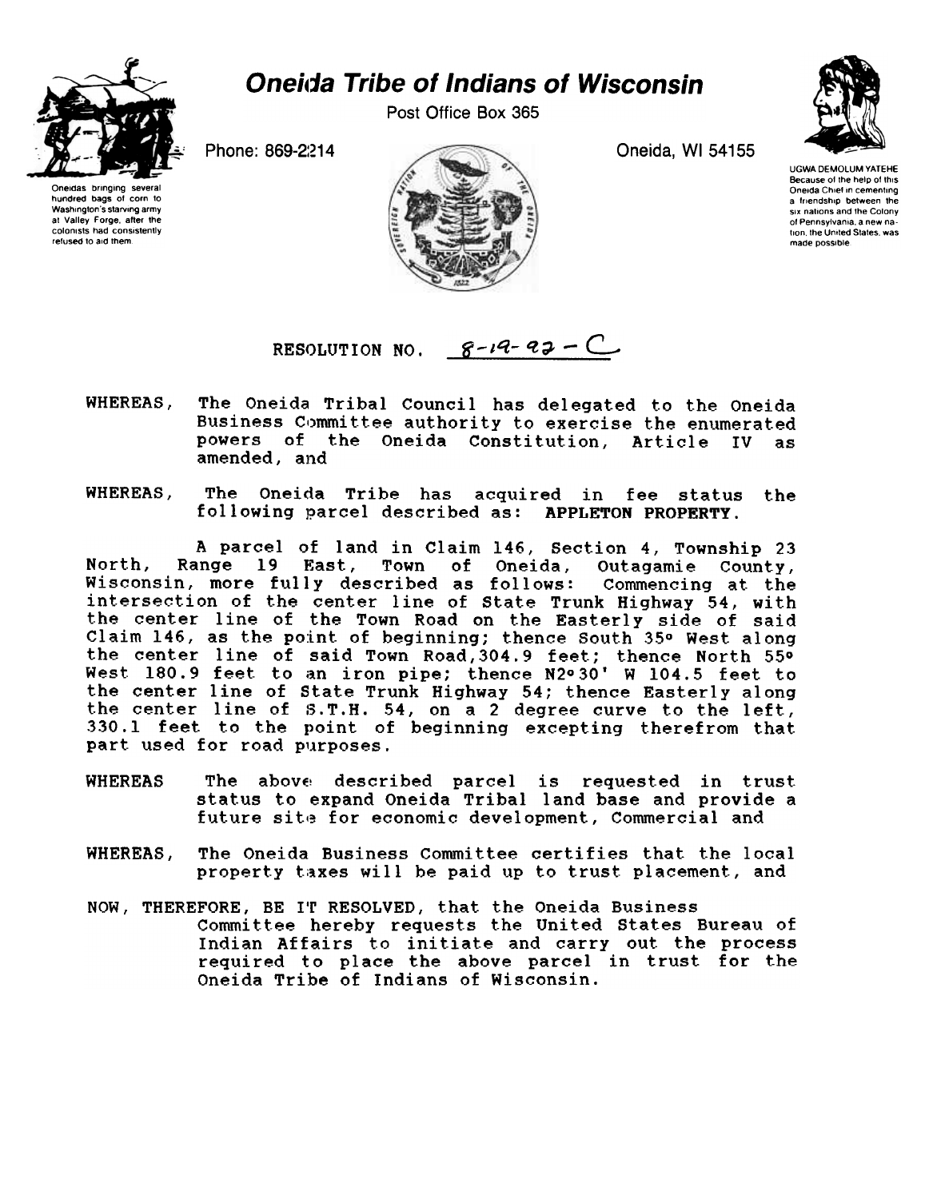# Oneida Tribe of Indians of Wisconsin

Post Office Box 365

Phone: 869-2214

Oneida, WI 54155

Oneidas bringing several hundred bags of corn to Washington's starving army at Valley Forge, after the colonists had consistently refused to aid them

UGWA DEMOLUM YATEHE
Because of the help of this Oneida Chief in cementing a friendship between the six nations and the Colony of Pennsylvania, a new nation, the United States, was made possible

RESOLUTION NO. 8-19-92 – C

WHEREAS, The Oneida Tribal Council has delegated to the Oneida Business Committee authority to exercise the enumerated powers of the Oneida Constitution, Article IV as amended, and

WHEREAS, The Oneida Tribe has acquired in fee status the following parcel described as: **APPLETON PROPERTY.**

A parcel of land in Claim 146, Section 4, Township 23 North, Range 19 East, Town of Oneida, Outagamie County, Wisconsin, more fully described as follows: Commencing at the intersection of the center line of State Trunk Highway 54, with the center line of the Town Road on the Easterly side of said Claim 146, as the point of beginning; thence South 35° West along the center line of said Town Road, 304.9 feet; thence North 55° West 180.9 feet to an iron pipe; thence N2°30' W 104.5 feet to the center line of State Trunk Highway 54; thence Easterly along the center line of S.T.H. 54, on a 2 degree curve to the left, 330.1 feet to the point of beginning excepting therefrom that part used for road purposes.

WHEREAS The above described parcel is requested in trust status to expand Oneida Tribal land base and provide a future site for economic development, Commercial and

WHEREAS, The Oneida Business Committee certifies that the local property taxes will be paid up to trust placement, and

NOW, THEREFORE, BE IT RESOLVED, that the Oneida Business Committee hereby requests the United States Bureau of Indian Affairs to initiate and carry out the process required to place the above parcel in trust for the Oneida Tribe of Indians of Wisconsin.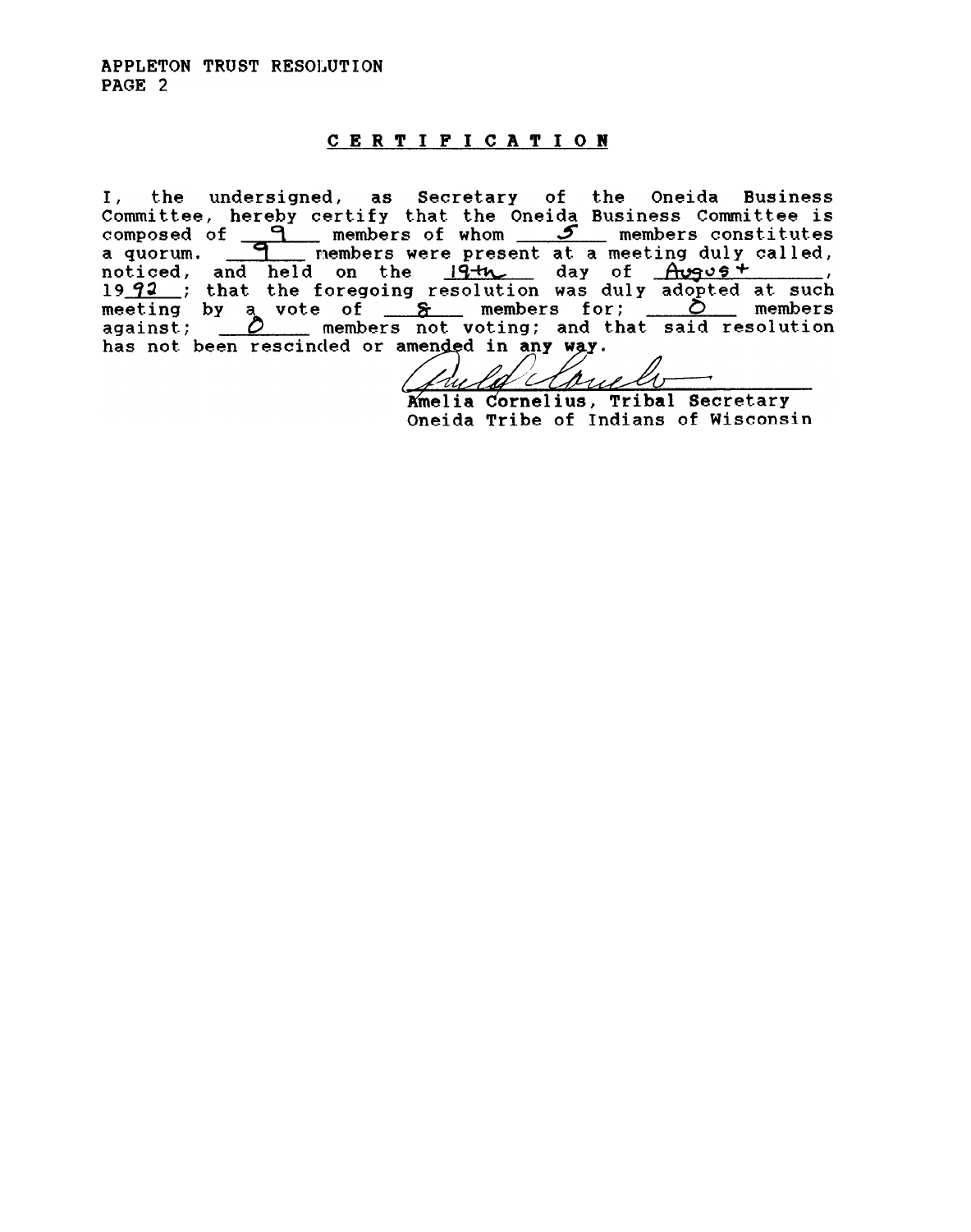APPLETON TRUST RESOLUTION
PAGE 2

## CERTIFICATION

I, the undersigned, as Secretary of the Oneida Business Committee, hereby certify that the Oneida Business Committee is composed of 9 members of whom 5 members constitutes a quorum. 9 members were present at a meeting duly called, noticed, and held on the 19th day of August, 1992; that the foregoing resolution was duly adopted at such meeting by a vote of 8 members for; 0 members against; 0 members not voting; and that said resolution has not been rescinded or amended in any way.

Amelia Cornelius, Tribal Secretary
Oneida Tribe of Indians of Wisconsin